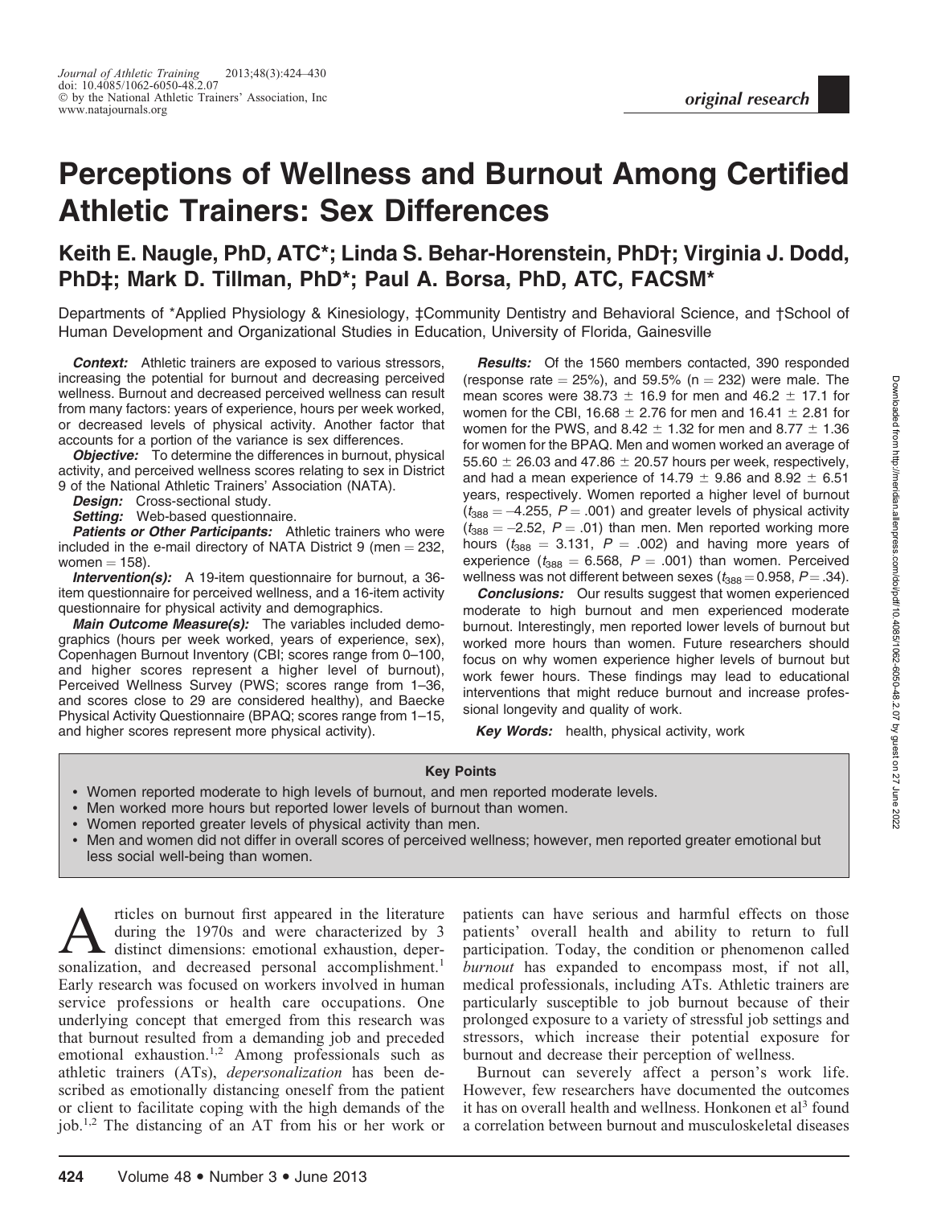*original research*

# Perceptions of Wellness and Burnout Among Certified Athletic Trainers: Sex Differences

**Keith E. Naugle, PhD, ATC\*; Linda S. Behar-Horenstein, PhD†; Virginia J. Dodd, PhD‡; Mark D. Tillman, PhD\*; Paul A. Borsa, PhD, ATC, FACSM\***

Departments of \*Applied Physiology & Kinesiology, ‡Community Dentistry and Behavioral Science, and †School of Human Development and Organizational Studies in Education, University of Florida, Gainesville

***Context:*** Athletic trainers are exposed to various stressors, increasing the potential for burnout and decreasing perceived wellness. Burnout and decreased perceived wellness can result from many factors: years of experience, hours per week worked, or decreased levels of physical activity. Another factor that accounts for a portion of the variance is sex differences.

***Objective:*** To determine the differences in burnout, physical activity, and perceived wellness scores relating to sex in District 9 of the National Athletic Trainers' Association (NATA).

***Design:*** Cross-sectional study.

***Setting:*** Web-based questionnaire.

***Patients or Other Participants:*** Athletic trainers who were included in the e-mail directory of NATA District 9 (men = 232, women = 158).

***Intervention(s):*** A 19-item questionnaire for burnout, a 36-item questionnaire for perceived wellness, and a 16-item activity questionnaire for physical activity and demographics.

***Main Outcome Measure(s):*** The variables included demographics (hours per week worked, years of experience, sex), Copenhagen Burnout Inventory (CBI; scores range from 0–100, and higher scores represent a higher level of burnout), Perceived Wellness Survey (PWS; scores range from 1–36, and scores close to 29 are considered healthy), and Baecke Physical Activity Questionnaire (BPAQ; scores range from 1–15, and higher scores represent more physical activity).

***Results:*** Of the 1560 members contacted, 390 responded (response rate = 25%), and 59.5% (n = 232) were male. The mean scores were 38.73 ± 16.9 for men and 46.2 ± 17.1 for women for the CBI, 16.68 ± 2.76 for men and 16.41 ± 2.81 for women for the PWS, and 8.42 ± 1.32 for men and 8.77 ± 1.36 for women for the BPAQ. Men and women worked an average of 55.60 ± 26.03 and 47.86 ± 20.57 hours per week, respectively, and had a mean experience of 14.79 ± 9.86 and 8.92 ± 6.51 years, respectively. Women reported a higher level of burnout ($t_{388} = -4.255$, $P = .001$) and greater levels of physical activity ($t_{388} = -2.52$, $P = .01$) than men. Men reported working more hours ($t_{388} = 3.131$, $P = .002$) and having more years of experience ($t_{388} = 6.568$, $P = .001$) than women. Perceived wellness was not different between sexes ($t_{388} = 0.958$, $P = .34$).

***Conclusions:*** Our results suggest that women experienced moderate to high burnout and men experienced moderate burnout. Interestingly, men reported lower levels of burnout but worked more hours than women. Future researchers should focus on why women experience higher levels of burnout but work fewer hours. These findings may lead to educational interventions that might reduce burnout and increase professional longevity and quality of work.

***Key Words:*** health, physical activity, work

**Key Points**

- Women reported moderate to high levels of burnout, and men reported moderate levels.
- Men worked more hours but reported lower levels of burnout than women.
- Women reported greater levels of physical activity than men.
- Men and women did not differ in overall scores of perceived wellness; however, men reported greater emotional but less social well-being than women.

Articles on burnout first appeared in the literature during the 1970s and were characterized by 3 distinct dimensions: emotional exhaustion, depersonalization, and decreased personal accomplishment.[1] Early research was focused on workers involved in human service professions or health care occupations. One underlying concept that emerged from this research was that burnout resulted from a demanding job and preceded emotional exhaustion.[1,2] Among professionals such as athletic trainers (ATs), *depersonalization* has been described as emotionally distancing oneself from the patient or client to facilitate coping with the high demands of the job.[1,2] The distancing of an AT from his or her work or patients can have serious and harmful effects on those patients' overall health and ability to return to full participation. Today, the condition or phenomenon called *burnout* has expanded to encompass most, if not all, medical professionals, including ATs. Athletic trainers are particularly susceptible to job burnout because of their prolonged exposure to a variety of stressful job settings and stressors, which increase their potential exposure for burnout and decrease their perception of wellness.

Burnout can severely affect a person's work life. However, few researchers have documented the outcomes it has on overall health and wellness. Honkonen et al[3] found a correlation between burnout and musculoskeletal diseases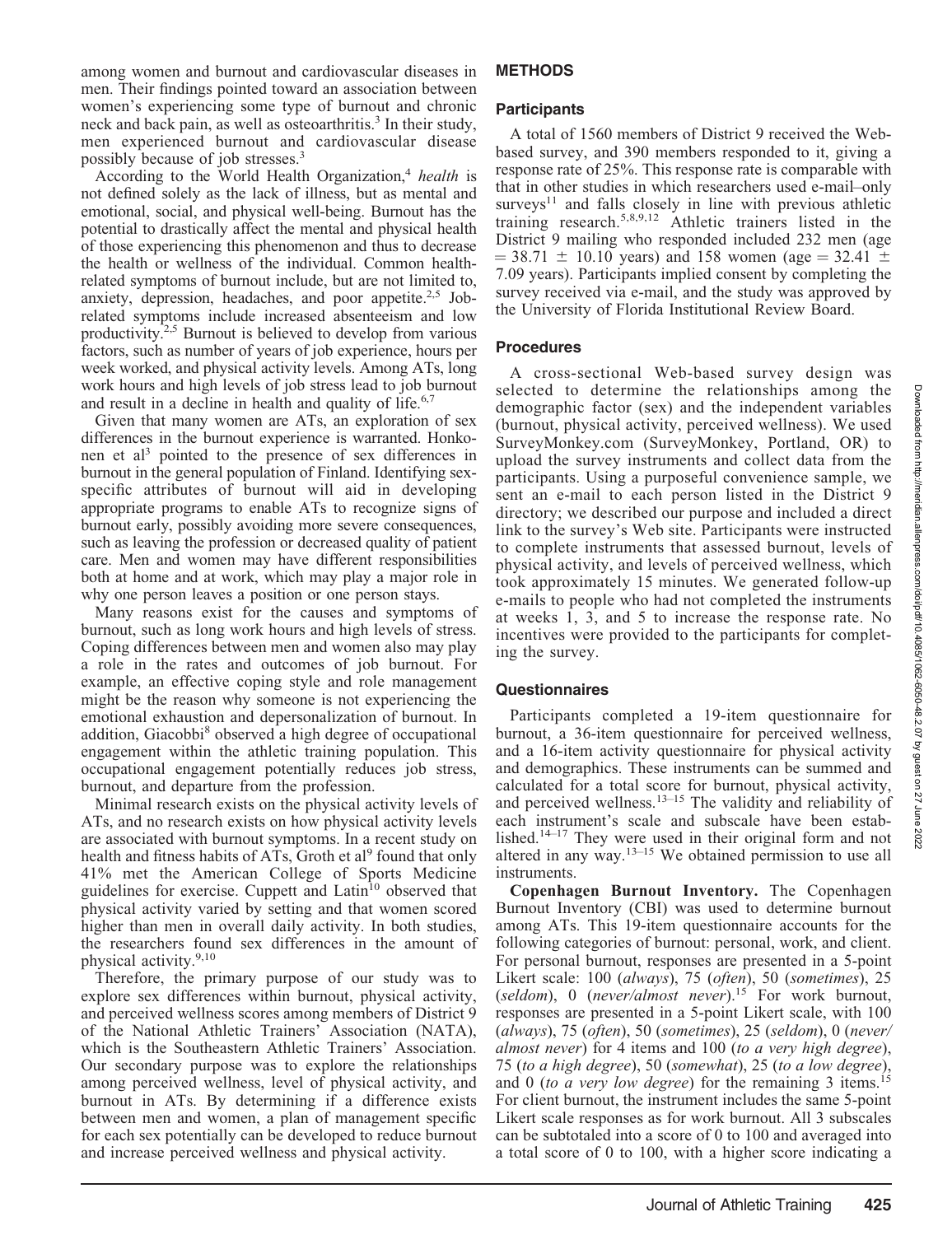among women and burnout and cardiovascular diseases in men. Their findings pointed toward an association between women's experiencing some type of burnout and chronic neck and back pain, as well as osteoarthritis.[3] In their study, men experienced burnout and cardiovascular disease possibly because of job stresses.[3]

According to the World Health Organization,[4] *health* is not defined solely as the lack of illness, but as mental and emotional, social, and physical well-being. Burnout has the potential to drastically affect the mental and physical health of those experiencing this phenomenon and thus to decrease the health or wellness of the individual. Common health-related symptoms of burnout include, but are not limited to, anxiety, depression, headaches, and poor appetite.[2,5] Job-related symptoms include increased absenteeism and low productivity.[2,5] Burnout is believed to develop from various factors, such as number of years of job experience, hours per week worked, and physical activity levels. Among ATs, long work hours and high levels of job stress lead to job burnout and result in a decline in health and quality of life.[6,7]

Given that many women are ATs, an exploration of sex differences in the burnout experience is warranted. Honkonen et al[3] pointed to the presence of sex differences in burnout in the general population of Finland. Identifying sex-specific attributes of burnout will aid in developing appropriate programs to enable ATs to recognize signs of burnout early, possibly avoiding more severe consequences, such as leaving the profession or decreased quality of patient care. Men and women may have different responsibilities both at home and at work, which may play a major role in why one person leaves a position or one person stays.

Many reasons exist for the causes and symptoms of burnout, such as long work hours and high levels of stress. Coping differences between men and women also may play a role in the rates and outcomes of job burnout. For example, an effective coping style and role management might be the reason why someone is not experiencing the emotional exhaustion and depersonalization of burnout. In addition, Giacobbi[8] observed a high degree of occupational engagement within the athletic training population. This occupational engagement potentially reduces job stress, burnout, and departure from the profession.

Minimal research exists on the physical activity levels of ATs, and no research exists on how physical activity levels are associated with burnout symptoms. In a recent study on health and fitness habits of ATs, Groth et al[9] found that only 41% met the American College of Sports Medicine guidelines for exercise. Cuppett and Latin[10] observed that physical activity varied by setting and that women scored higher than men in overall daily activity. In both studies, the researchers found sex differences in the amount of physical activity.[9,10]

Therefore, the primary purpose of our study was to explore sex differences within burnout, physical activity, and perceived wellness scores among members of District 9 of the National Athletic Trainers' Association (NATA), which is the Southeastern Athletic Trainers' Association. Our secondary purpose was to explore the relationships among perceived wellness, level of physical activity, and burnout in ATs. By determining if a difference exists between men and women, a plan of management specific for each sex potentially can be developed to reduce burnout and increase perceived wellness and physical activity.

## METHODS

### Participants

A total of 1560 members of District 9 received the Web-based survey, and 390 members responded to it, giving a response rate of 25%. This response rate is comparable with that in other studies in which researchers used e-mail–only surveys[11] and falls closely in line with previous athletic training research.[5,8,9,12] Athletic trainers listed in the District 9 mailing who responded included 232 men (age $= 38.71 \pm 10.10$ years) and 158 women (age $= 32.41 \pm 7.09$ years). Participants implied consent by completing the survey received via e-mail, and the study was approved by the University of Florida Institutional Review Board.

### Procedures

A cross-sectional Web-based survey design was selected to determine the relationships among the demographic factor (sex) and the independent variables (burnout, physical activity, perceived wellness). We used SurveyMonkey.com (SurveyMonkey, Portland, OR) to upload the survey instruments and collect data from the participants. Using a purposeful convenience sample, we sent an e-mail to each person listed in the District 9 directory; we described our purpose and included a direct link to the survey's Web site. Participants were instructed to complete instruments that assessed burnout, levels of physical activity, and levels of perceived wellness, which took approximately 15 minutes. We generated follow-up e-mails to people who had not completed the instruments at weeks 1, 3, and 5 to increase the response rate. No incentives were provided to the participants for completing the survey.

### Questionnaires

Participants completed a 19-item questionnaire for burnout, a 36-item questionnaire for perceived wellness, and a 16-item activity questionnaire for physical activity and demographics. These instruments can be summed and calculated for a total score for burnout, physical activity, and perceived wellness.[13–15] The validity and reliability of each instrument's scale and subscale have been established.[14–17] They were used in their original form and not altered in any way.[13–15] We obtained permission to use all instruments.

**Copenhagen Burnout Inventory.** The Copenhagen Burnout Inventory (CBI) was used to determine burnout among ATs. This 19-item questionnaire accounts for the following categories of burnout: personal, work, and client. For personal burnout, responses are presented in a 5-point Likert scale: 100 (*always*), 75 (*often*), 50 (*sometimes*), 25 (*seldom*), 0 (*never/almost never*).[15] For work burnout, responses are presented in a 5-point Likert scale, with 100 (*always*), 75 (*often*), 50 (*sometimes*), 25 (*seldom*), 0 (*never/almost never*) for 4 items and 100 (*to a very high degree*), 75 (*to a high degree*), 50 (*somewhat*), 25 (*to a low degree*), and 0 (*to a very low degree*) for the remaining 3 items.[15] For client burnout, the instrument includes the same 5-point Likert scale responses as for work burnout. All 3 subscales can be subtotaled into a score of 0 to 100 and averaged into a total score of 0 to 100, with a higher score indicating a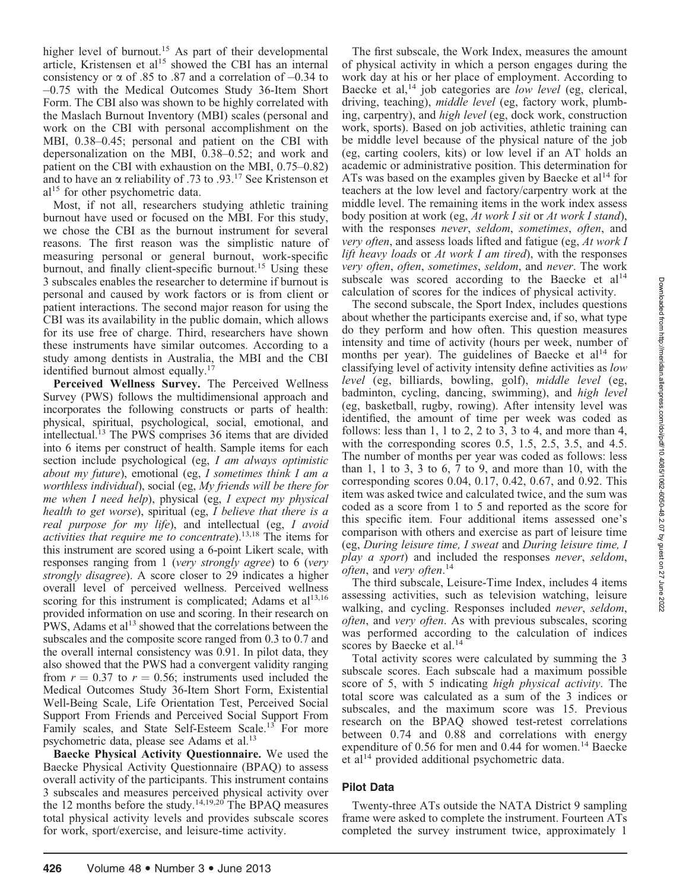higher level of burnout.[15] As part of their developmental article, Kristensen et al[15] showed the CBI has an internal consistency or α of .85 to .87 and a correlation of –0.34 to –0.75 with the Medical Outcomes Study 36-Item Short Form. The CBI also was shown to be highly correlated with the Maslach Burnout Inventory (MBI) scales (personal and work on the CBI with personal accomplishment on the MBI, 0.38–0.45; personal and patient on the CBI with depersonalization on the MBI, 0.38–0.52; and work and patient on the CBI with exhaustion on the MBI, 0.75–0.82) and to have an α reliability of .73 to .93.[17] See Kristenson et al[15] for other psychometric data.

Most, if not all, researchers studying athletic training burnout have used or focused on the MBI. For this study, we chose the CBI as the burnout instrument for several reasons. The first reason was the simplistic nature of measuring personal or general burnout, work-specific burnout, and finally client-specific burnout.[15] Using these 3 subscales enables the researcher to determine if burnout is personal and caused by work factors or is from client or patient interactions. The second major reason for using the CBI was its availability in the public domain, which allows for its use free of charge. Third, researchers have shown these instruments have similar outcomes. According to a study among dentists in Australia, the MBI and the CBI identified burnout almost equally.[17]

**Perceived Wellness Survey.** The Perceived Wellness Survey (PWS) follows the multidimensional approach and incorporates the following constructs or parts of health: physical, spiritual, psychological, social, emotional, and intellectual.[13] The PWS comprises 36 items that are divided into 6 items per construct of health. Sample items for each section include psychological (eg, *I am always optimistic about my future*), emotional (eg, *I sometimes think I am a worthless individual*), social (eg, *My friends will be there for me when I need help*), physical (eg, *I expect my physical health to get worse*), spiritual (eg, *I believe that there is a real purpose for my life*), and intellectual (eg, *I avoid activities that require me to concentrate*).[13,18] The items for this instrument are scored using a 6-point Likert scale, with responses ranging from 1 (*very strongly agree*) to 6 (*very strongly disagree*). A score closer to 29 indicates a higher overall level of perceived wellness. Perceived wellness scoring for this instrument is complicated; Adams et al[13,16] provided information on use and scoring. In their research on PWS, Adams et al[13] showed that the correlations between the subscales and the composite score ranged from 0.3 to 0.7 and the overall internal consistency was 0.91. In pilot data, they also showed that the PWS had a convergent validity ranging from $r = 0.37$ to $r = 0.56$; instruments used included the Medical Outcomes Study 36-Item Short Form, Existential Well-Being Scale, Life Orientation Test, Perceived Social Support From Friends and Perceived Social Support From Family scales, and State Self-Esteem Scale.[13] For more psychometric data, please see Adams et al.[13]

**Baecke Physical Activity Questionnaire.** We used the Baecke Physical Activity Questionnaire (BPAQ) to assess overall activity of the participants. This instrument contains 3 subscales and measures perceived physical activity over the 12 months before the study.[14,19,20] The BPAQ measures total physical activity levels and provides subscale scores for work, sport/exercise, and leisure-time activity.

The first subscale, the Work Index, measures the amount of physical activity in which a person engages during the work day at his or her place of employment. According to Baecke et al,[14] job categories are *low level* (eg, clerical, driving, teaching), *middle level* (eg, factory work, plumbing, carpentry), and *high level* (eg, dock work, construction work, sports). Based on job activities, athletic training can be middle level because of the physical nature of the job (eg, carting coolers, kits) or low level if an AT holds an academic or administrative position. This determination for ATs was based on the examples given by Baecke et al[14] for teachers at the low level and factory/carpentry work at the middle level. The remaining items in the work index assess body position at work (eg, *At work I sit* or *At work I stand*), with the responses *never*, *seldom*, *sometimes*, *often*, and *very often*, and assess loads lifted and fatigue (eg, *At work I lift heavy loads* or *At work I am tired*), with the responses *very often*, *often*, *sometimes*, *seldom*, and *never*. The work subscale was scored according to the Baecke et al[14] calculation of scores for the indices of physical activity.

The second subscale, the Sport Index, includes questions about whether the participants exercise and, if so, what type do they perform and how often. This question measures intensity and time of activity (hours per week, number of months per year). The guidelines of Baecke et al[14] for classifying level of activity intensity define activities as *low level* (eg, billiards, bowling, golf), *middle level* (eg, badminton, cycling, dancing, swimming), and *high level* (eg, basketball, rugby, rowing). After intensity level was identified, the amount of time per week was coded as follows: less than 1, 1 to 2, 2 to 3, 3 to 4, and more than 4, with the corresponding scores 0.5, 1.5, 2.5, 3.5, and 4.5. The number of months per year was coded as follows: less than 1, 1 to 3, 3 to 6, 7 to 9, and more than 10, with the corresponding scores 0.04, 0.17, 0.42, 0.67, and 0.92. This item was asked twice and calculated twice, and the sum was coded as a score from 1 to 5 and reported as the score for this specific item. Four additional items assessed one's comparison with others and exercise as part of leisure time (eg, *During leisure time, I sweat* and *During leisure time, I play a sport*) and included the responses *never*, *seldom*, *often*, and *very often*.[14]

The third subscale, Leisure-Time Index, includes 4 items assessing activities, such as television watching, leisure walking, and cycling. Responses included *never*, *seldom*, *often*, and *very often*. As with previous subscales, scoring was performed according to the calculation of indices scores by Baecke et al.[14]

Total activity scores were calculated by summing the 3 subscale scores. Each subscale had a maximum possible score of 5, with 5 indicating *high physical activity*. The total score was calculated as a sum of the 3 indices or subscales, and the maximum score was 15. Previous research on the BPAQ showed test-retest correlations between 0.74 and 0.88 and correlations with energy expenditure of 0.56 for men and 0.44 for women.[14] Baecke et al[14] provided additional psychometric data.

## Pilot Data

Twenty-three ATs outside the NATA District 9 sampling frame were asked to complete the instrument. Fourteen ATs completed the survey instrument twice, approximately 1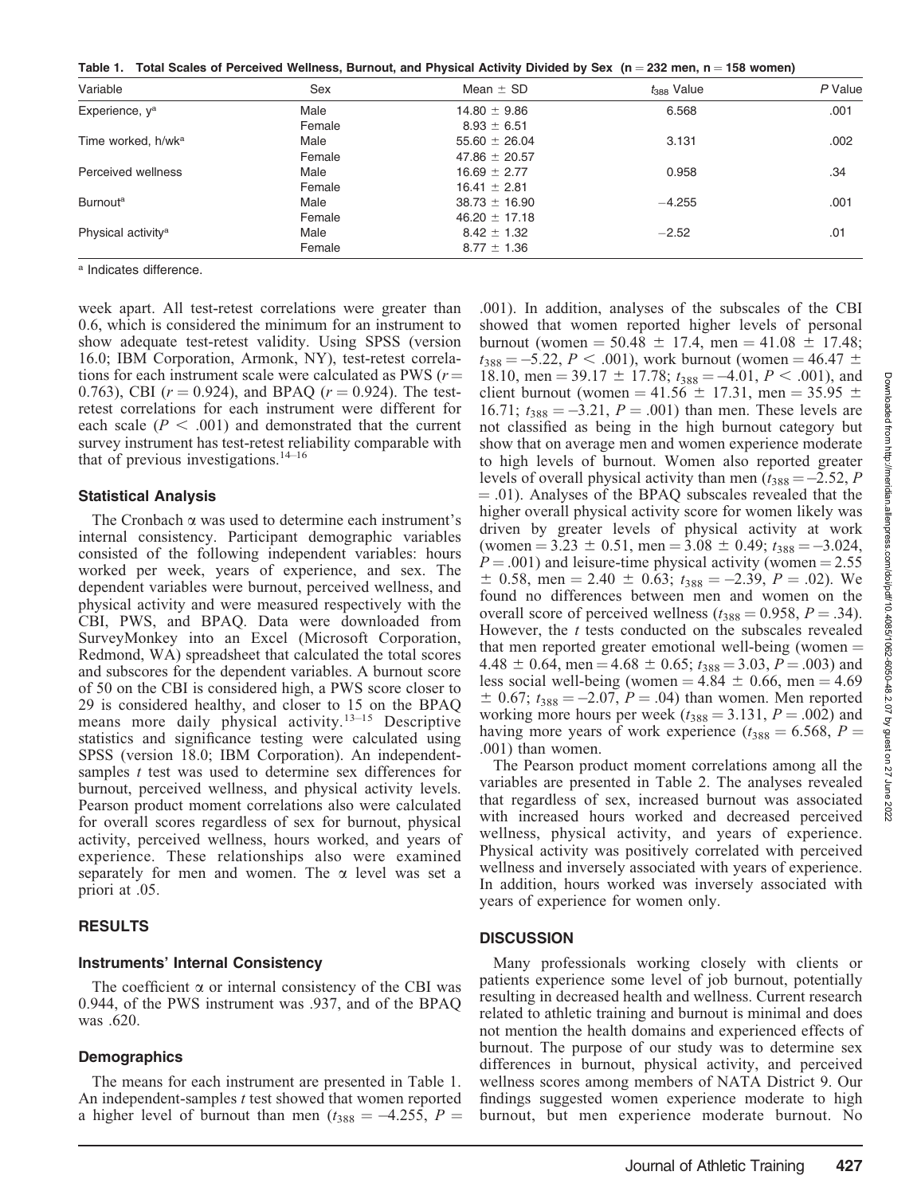**Table 1. Total Scales of Perceived Wellness, Burnout, and Physical Activity Divided by Sex (n = 232 men, n = 158 women)**

| Variable | Sex | Mean ± SD | $t_{388}$ Value | *P* Value |
|---|---|---|---|---|
| Experience, y[a] | Male | 14.80 ± 9.86 | 6.568 | .001 |
| | Female | 8.93 ± 6.51 | | |
| Time worked, h/wk[a] | Male | 55.60 ± 26.04 | 3.131 | .002 |
| | Female | 47.86 ± 20.57 | | |
| Perceived wellness | Male | 16.69 ± 2.77 | 0.958 | .34 |
| | Female | 16.41 ± 2.81 | | |
| Burnout[a] | Male | 38.73 ± 16.90 | −4.255 | .001 |
| | Female | 46.20 ± 17.18 | | |
| Physical activity[a] | Male | 8.42 ± 1.32 | −2.52 | .01 |
| | Female | 8.77 ± 1.36 | | |

[a] Indicates difference.

week apart. All test-retest correlations were greater than 0.6, which is considered the minimum for an instrument to show adequate test-retest validity. Using SPSS (version 16.0; IBM Corporation, Armonk, NY), test-retest correlations for each instrument scale were calculated as PWS ($r$ = 0.763), CBI ($r$ = 0.924), and BPAQ ($r$ = 0.924). The test-retest correlations for each instrument were different for each scale ($P < .001$) and demonstrated that the current survey instrument has test-retest reliability comparable with that of previous investigations.[14–16]

### Statistical Analysis

The Cronbach α was used to determine each instrument's internal consistency. Participant demographic variables consisted of the following independent variables: hours worked per week, years of experience, and sex. The dependent variables were burnout, perceived wellness, and physical activity and were measured respectively with the CBI, PWS, and BPAQ. Data were downloaded from SurveyMonkey into an Excel (Microsoft Corporation, Redmond, WA) spreadsheet that calculated the total scores and subscores for the dependent variables. A burnout score of 50 on the CBI is considered high, a PWS score closer to 29 is considered healthy, and closer to 15 on the BPAQ means more daily physical activity.[13–15] Descriptive statistics and significance testing were calculated using SPSS (version 18.0; IBM Corporation). An independent-samples *t* test was used to determine sex differences for burnout, perceived wellness, and physical activity levels. Pearson product moment correlations also were calculated for overall scores regardless of sex for burnout, physical activity, perceived wellness, hours worked, and years of experience. These relationships also were examined separately for men and women. The α level was set a priori at .05.

## RESULTS

### Instruments' Internal Consistency

The coefficient α or internal consistency of the CBI was 0.944, of the PWS instrument was .937, and of the BPAQ was .620.

### Demographics

The means for each instrument are presented in Table 1. An independent-samples *t* test showed that women reported a higher level of burnout than men ($t_{388} = -4.255$, $P$ = .001). In addition, analyses of the subscales of the CBI showed that women reported higher levels of personal burnout (women = 50.48 ± 17.4, men = 41.08 ± 17.48; $t_{388} = -5.22$, $P < .001$), work burnout (women = 46.47 ± 18.10, men = 39.17 ± 17.78; $t_{388} = -4.01$, $P < .001$), and client burnout (women = 41.56 ± 17.31, men = 35.95 ± 16.71; $t_{388} = -3.21$, $P = .001$) than men. These levels are not classified as being in the high burnout category but show that on average men and women experience moderate to high levels of burnout. Women also reported greater levels of overall physical activity than men ($t_{388} = -2.52$, $P = .01$). Analyses of the BPAQ subscales revealed that the higher overall physical activity score for women likely was driven by greater levels of physical activity at work (women = 3.23 ± 0.51, men = 3.08 ± 0.49; $t_{388} = -3.024$, $P = .001$) and leisure-time physical activity (women = 2.55 ± 0.58, men = 2.40 ± 0.63; $t_{388} = -2.39$, $P = .02$). We found no differences between men and women on the overall score of perceived wellness ($t_{388} = 0.958$, $P = .34$). However, the *t* tests conducted on the subscales revealed that men reported greater emotional well-being (women = 4.48 ± 0.64, men = 4.68 ± 0.65; $t_{388} = 3.03$, $P = .003$) and less social well-being (women = 4.84 ± 0.66, men = 4.69 ± 0.67; $t_{388} = -2.07$, $P = .04$) than women. Men reported working more hours per week ($t_{388} = 3.131$, $P = .002$) and having more years of work experience ($t_{388} = 6.568$, $P = .001$) than women.

The Pearson product moment correlations among all the variables are presented in Table 2. The analyses revealed that regardless of sex, increased burnout was associated with increased hours worked and decreased perceived wellness, physical activity, and years of experience. Physical activity was positively correlated with perceived wellness and inversely associated with years of experience. In addition, hours worked was inversely associated with years of experience for women only.

## DISCUSSION

Many professionals working closely with clients or patients experience some level of job burnout, potentially resulting in decreased health and wellness. Current research related to athletic training and burnout is minimal and does not mention the health domains and experienced effects of burnout. The purpose of our study was to determine sex differences in burnout, physical activity, and perceived wellness scores among members of NATA District 9. Our findings suggested women experience moderate to high burnout, but men experience moderate burnout. No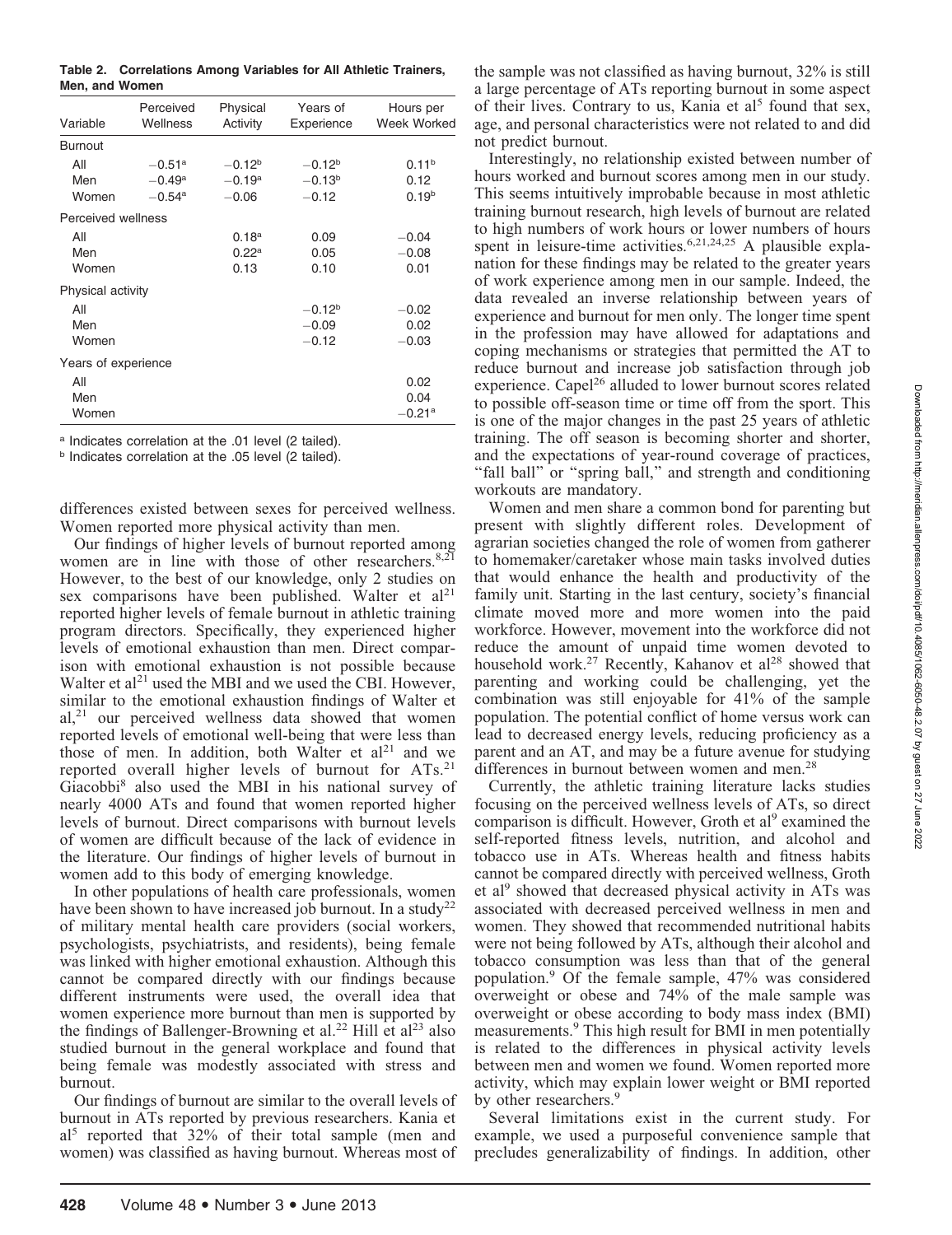**Table 2. Correlations Among Variables for All Athletic Trainers, Men, and Women**

| Variable | Perceived Wellness | Physical Activity | Years of Experience | Hours per Week Worked |
|---|---|---|---|---|
| Burnout | | | | |
| All | −0.51[a] | −0.12[b] | −0.12[b] | 0.11[b] |
| Men | −0.49[a] | −0.19[a] | −0.13[b] | 0.12 |
| Women | −0.54[a] | −0.06 | −0.12 | 0.19[b] |
| Perceived wellness | | | | |
| All | | 0.18[a] | 0.09 | −0.04 |
| Men | | 0.22[a] | 0.05 | −0.08 |
| Women | | 0.13 | 0.10 | 0.01 |
| Physical activity | | | | |
| All | | | −0.12[b] | −0.02 |
| Men | | | −0.09 | 0.02 |
| Women | | | −0.12 | −0.03 |
| Years of experience | | | | |
| All | | | | 0.02 |
| Men | | | | 0.04 |
| Women | | | | −0.21[a] |

[a] Indicates correlation at the .01 level (2 tailed).
[b] Indicates correlation at the .05 level (2 tailed).

differences existed between sexes for perceived wellness. Women reported more physical activity than men.

Our findings of higher levels of burnout reported among women are in line with those of other researchers.[8,21] However, to the best of our knowledge, only 2 studies on sex comparisons have been published. Walter et al[21] reported higher levels of female burnout in athletic training program directors. Specifically, they experienced higher levels of emotional exhaustion than men. Direct comparison with emotional exhaustion is not possible because Walter et al[21] used the MBI and we used the CBI. However, similar to the emotional exhaustion findings of Walter et al,[21] our perceived wellness data showed that women reported levels of emotional well-being that were less than those of men. In addition, both Walter et al[21] and we reported overall higher levels of burnout for ATs.[21] Giacobbi[8] also used the MBI in his national survey of nearly 4000 ATs and found that women reported higher levels of burnout. Direct comparisons with burnout levels of women are difficult because of the lack of evidence in the literature. Our findings of higher levels of burnout in women add to this body of emerging knowledge.

In other populations of health care professionals, women have been shown to have increased job burnout. In a study[22] of military mental health care providers (social workers, psychologists, psychiatrists, and residents), being female was linked with higher emotional exhaustion. Although this cannot be compared directly with our findings because different instruments were used, the overall idea that women experience more burnout than men is supported by the findings of Ballenger-Browning et al.[22] Hill et al[23] also studied burnout in the general workplace and found that being female was modestly associated with stress and burnout.

Our findings of burnout are similar to the overall levels of burnout in ATs reported by previous researchers. Kania et al[5] reported that 32% of their total sample (men and women) was classified as having burnout. Whereas most of the sample was not classified as having burnout, 32% is still a large percentage of ATs reporting burnout in some aspect of their lives. Contrary to us, Kania et al[5] found that sex, age, and personal characteristics were not related to and did not predict burnout.

Interestingly, no relationship existed between number of hours worked and burnout scores among men in our study. This seems intuitively improbable because in most athletic training burnout research, high levels of burnout are related to high numbers of work hours or lower numbers of hours spent in leisure-time activities.[6,21,24,25] A plausible explanation for these findings may be related to the greater years of work experience among men in our sample. Indeed, the data revealed an inverse relationship between years of experience and burnout for men only. The longer time spent in the profession may have allowed for adaptations and coping mechanisms or strategies that permitted the AT to reduce burnout and increase job satisfaction through job experience. Capel[26] alluded to lower burnout scores related to possible off-season time or time off from the sport. This is one of the major changes in the past 25 years of athletic training. The off season is becoming shorter and shorter, and the expectations of year-round coverage of practices, "fall ball" or "spring ball," and strength and conditioning workouts are mandatory.

Women and men share a common bond for parenting but present with slightly different roles. Development of agrarian societies changed the role of women from gatherer to homemaker/caretaker whose main tasks involved duties that would enhance the health and productivity of the family unit. Starting in the last century, society's financial climate moved more and more women into the paid workforce. However, movement into the workforce did not reduce the amount of unpaid time women devoted to household work.[27] Recently, Kahanov et al[28] showed that parenting and working could be challenging, yet the combination was still enjoyable for 41% of the sample population. The potential conflict of home versus work can lead to decreased energy levels, reducing proficiency as a parent and an AT, and may be a future avenue for studying differences in burnout between women and men.[28]

Currently, the athletic training literature lacks studies focusing on the perceived wellness levels of ATs, so direct comparison is difficult. However, Groth et al[9] examined the self-reported fitness levels, nutrition, and alcohol and tobacco use in ATs. Whereas health and fitness habits cannot be compared directly with perceived wellness, Groth et al[9] showed that decreased physical activity in ATs was associated with decreased perceived wellness in men and women. They showed that recommended nutritional habits were not being followed by ATs, although their alcohol and tobacco consumption was less than that of the general population.[9] Of the female sample, 47% was considered overweight or obese and 74% of the male sample was overweight or obese according to body mass index (BMI) measurements.[9] This high result for BMI in men potentially is related to the differences in physical activity levels between men and women we found. Women reported more activity, which may explain lower weight or BMI reported by other researchers.[9]

Several limitations exist in the current study. For example, we used a purposeful convenience sample that precludes generalizability of findings. In addition, other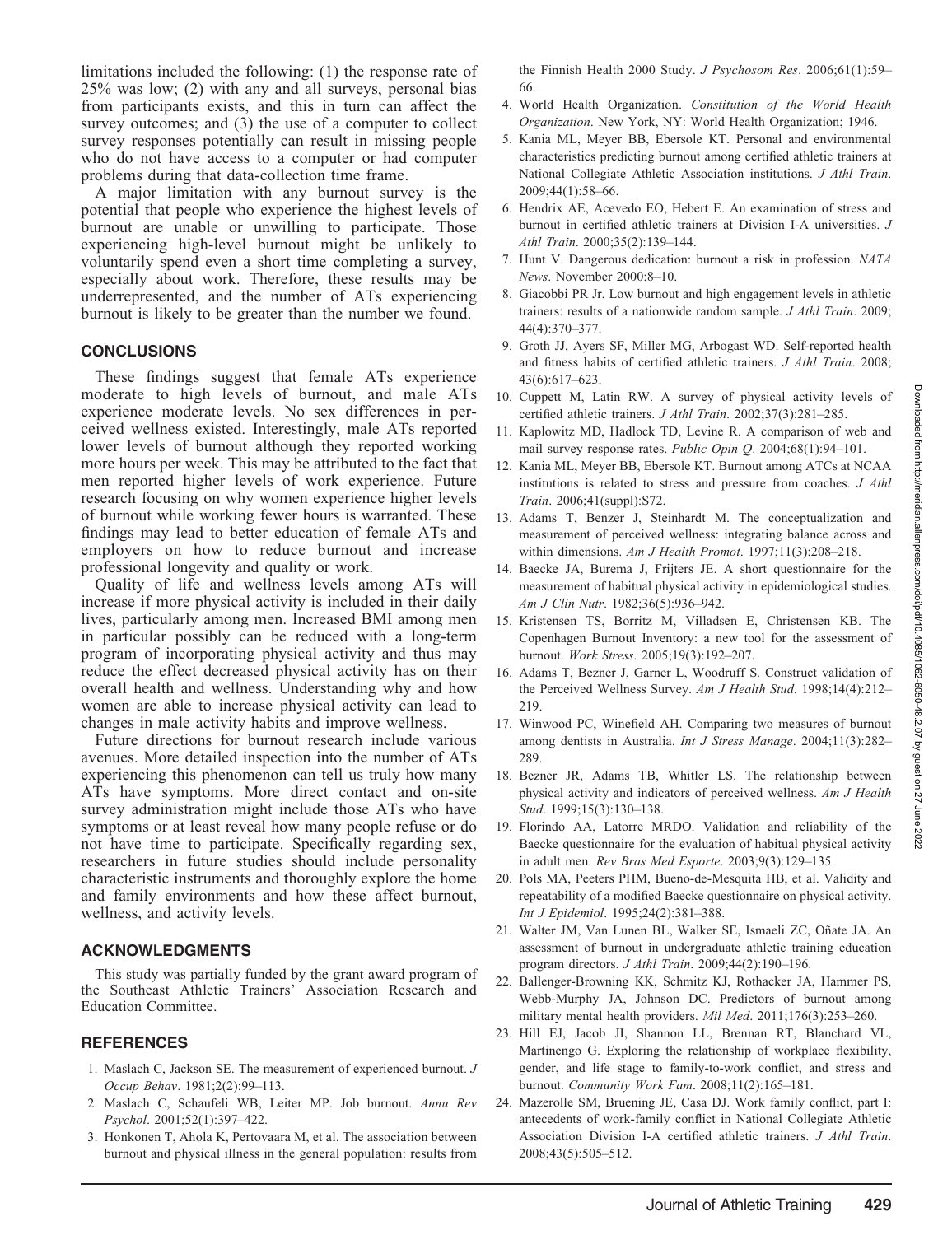limitations included the following: (1) the response rate of 25% was low; (2) with any and all surveys, personal bias from participants exists, and this in turn can affect the survey outcomes; and (3) the use of a computer to collect survey responses potentially can result in missing people who do not have access to a computer or had computer problems during that data-collection time frame.

A major limitation with any burnout survey is the potential that people who experience the highest levels of burnout are unable or unwilling to participate. Those experiencing high-level burnout might be unlikely to voluntarily spend even a short time completing a survey, especially about work. Therefore, these results may be underrepresented, and the number of ATs experiencing burnout is likely to be greater than the number we found.

## CONCLUSIONS

These findings suggest that female ATs experience moderate to high levels of burnout, and male ATs experience moderate levels. No sex differences in perceived wellness existed. Interestingly, male ATs reported lower levels of burnout although they reported working more hours per week. This may be attributed to the fact that men reported higher levels of work experience. Future research focusing on why women experience higher levels of burnout while working fewer hours is warranted. These findings may lead to better education of female ATs and employers on how to reduce burnout and increase professional longevity and quality or work.

Quality of life and wellness levels among ATs will increase if more physical activity is included in their daily lives, particularly among men. Increased BMI among men in particular possibly can be reduced with a long-term program of incorporating physical activity and thus may reduce the effect decreased physical activity has on their overall health and wellness. Understanding why and how women are able to increase physical activity can lead to changes in male activity habits and improve wellness.

Future directions for burnout research include various avenues. More detailed inspection into the number of ATs experiencing this phenomenon can tell us truly how many ATs have symptoms. More direct contact and on-site survey administration might include those ATs who have symptoms or at least reveal how many people refuse or do not have time to participate. Specifically regarding sex, researchers in future studies should include personality characteristic instruments and thoroughly explore the home and family environments and how these affect burnout, wellness, and activity levels.

## ACKNOWLEDGMENTS

This study was partially funded by the grant award program of the Southeast Athletic Trainers' Association Research and Education Committee.

## REFERENCES

1. Maslach C, Jackson SE. The measurement of experienced burnout. *J Occup Behav*. 1981;2(2):99–113.
2. Maslach C, Schaufeli WB, Leiter MP. Job burnout. *Annu Rev Psychol*. 2001;52(1):397–422.
3. Honkonen T, Ahola K, Pertovaara M, et al. The association between burnout and physical illness in the general population: results from the Finnish Health 2000 Study. *J Psychosom Res*. 2006;61(1):59–66.
4. World Health Organization. *Constitution of the World Health Organization*. New York, NY: World Health Organization; 1946.
5. Kania ML, Meyer BB, Ebersole KT. Personal and environmental characteristics predicting burnout among certified athletic trainers at National Collegiate Athletic Association institutions. *J Athl Train*. 2009;44(1):58–66.
6. Hendrix AE, Acevedo EO, Hebert E. An examination of stress and burnout in certified athletic trainers at Division I-A universities. *J Athl Train*. 2000;35(2):139–144.
7. Hunt V. Dangerous dedication: burnout a risk in profession. *NATA News*. November 2000:8–10.
8. Giacobbi PR Jr. Low burnout and high engagement levels in athletic trainers: results of a nationwide random sample. *J Athl Train*. 2009;44(4):370–377.
9. Groth JJ, Ayers SF, Miller MG, Arbogast WD. Self-reported health and fitness habits of certified athletic trainers. *J Athl Train*. 2008;43(6):617–623.
10. Cuppett M, Latin RW. A survey of physical activity levels of certified athletic trainers. *J Athl Train*. 2002;37(3):281–285.
11. Kaplowitz MD, Hadlock TD, Levine R. A comparison of web and mail survey response rates. *Public Opin Q*. 2004;68(1):94–101.
12. Kania ML, Meyer BB, Ebersole KT. Burnout among ATCs at NCAA institutions is related to stress and pressure from coaches. *J Athl Train*. 2006;41(suppl):S72.
13. Adams T, Benzer J, Steinhardt M. The conceptualization and measurement of perceived wellness: integrating balance across and within dimensions. *Am J Health Promot*. 1997;11(3):208–218.
14. Baecke JA, Burema J, Frijters JE. A short questionnaire for the measurement of habitual physical activity in epidemiological studies. *Am J Clin Nutr*. 1982;36(5):936–942.
15. Kristensen TS, Borritz M, Villadsen E, Christensen KB. The Copenhagen Burnout Inventory: a new tool for the assessment of burnout. *Work Stress*. 2005;19(3):192–207.
16. Adams T, Bezner J, Garner L, Woodruff S. Construct validation of the Perceived Wellness Survey. *Am J Health Stud*. 1998;14(4):212–219.
17. Winwood PC, Winefield AH. Comparing two measures of burnout among dentists in Australia. *Int J Stress Manage*. 2004;11(3):282–289.
18. Bezner JR, Adams TB, Whitler LS. The relationship between physical activity and indicators of perceived wellness. *Am J Health Stud*. 1999;15(3):130–138.
19. Florindo AA, Latorre MRDO. Validation and reliability of the Baecke questionnaire for the evaluation of habitual physical activity in adult men. *Rev Bras Med Esporte*. 2003;9(3):129–135.
20. Pols MA, Peeters PHM, Bueno-de-Mesquita HB, et al. Validity and repeatability of a modified Baecke questionnaire on physical activity. *Int J Epidemiol*. 1995;24(2):381–388.
21. Walter JM, Van Lunen BL, Walker SE, Ismaeli ZC, Oñate JA. An assessment of burnout in undergraduate athletic training education program directors. *J Athl Train*. 2009;44(2):190–196.
22. Ballenger-Browning KK, Schmitz KJ, Rothacker JA, Hammer PS, Webb-Murphy JA, Johnson DC. Predictors of burnout among military mental health providers. *Mil Med*. 2011;176(3):253–260.
23. Hill EJ, Jacob JI, Shannon LL, Brennan RT, Blanchard VL, Martinengo G. Exploring the relationship of workplace flexibility, gender, and life stage to family-to-work conflict, and stress and burnout. *Community Work Fam*. 2008;11(2):165–181.
24. Mazerolle SM, Bruening JE, Casa DJ. Work family conflict, part I: antecedents of work-family conflict in National Collegiate Athletic Association Division I-A certified athletic trainers. *J Athl Train*. 2008;43(5):505–512.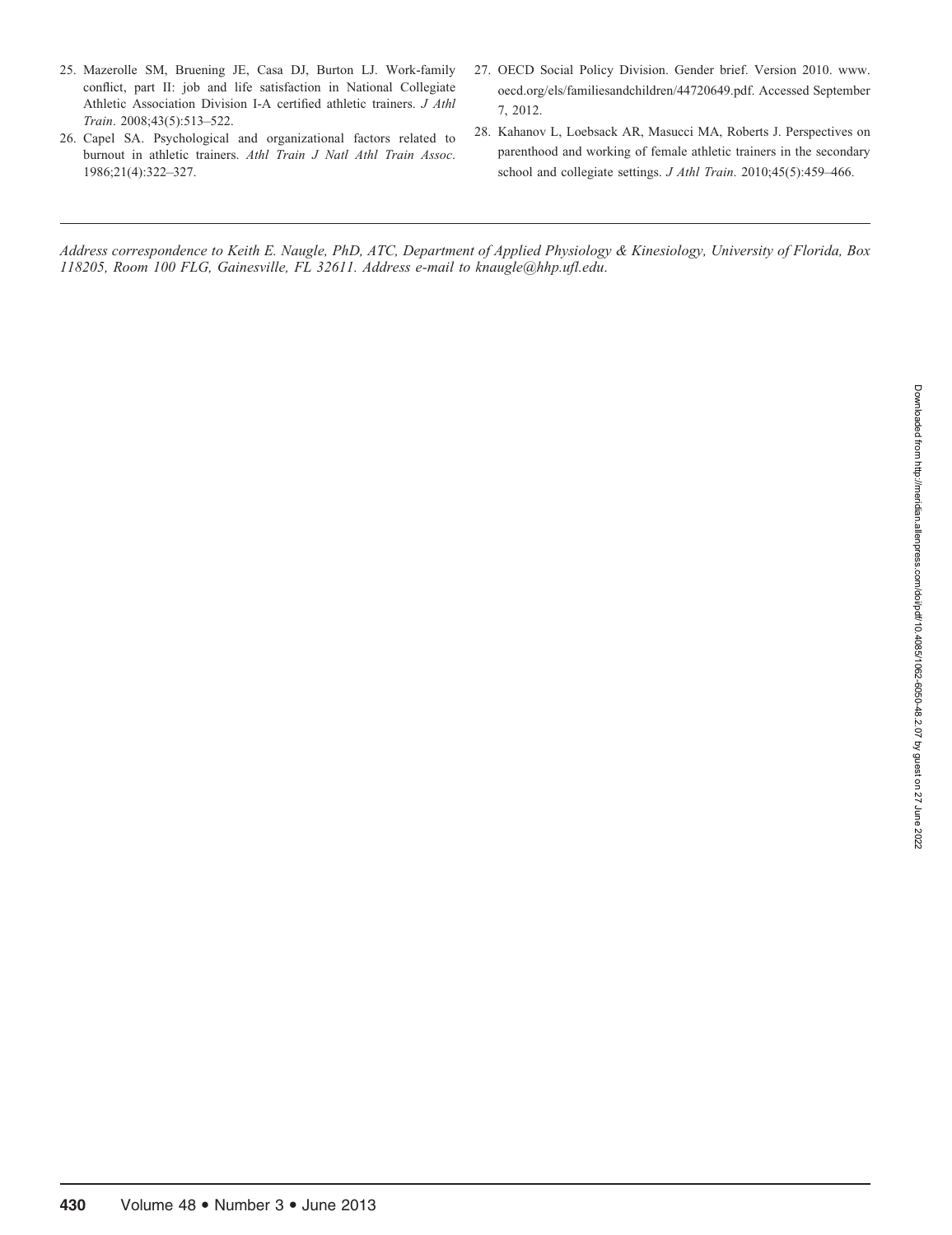25. Mazerolle SM, Bruening JE, Casa DJ, Burton LJ. Work-family conflict, part II: job and life satisfaction in National Collegiate Athletic Association Division I-A certified athletic trainers. *J Athl Train*. 2008;43(5):513–522.
26. Capel SA. Psychological and organizational factors related to burnout in athletic trainers. *Athl Train J Natl Athl Train Assoc*. 1986;21(4):322–327.
27. OECD Social Policy Division. Gender brief. Version 2010. www.oecd.org/els/familiesandchildren/44720649.pdf. Accessed September 7, 2012.
28. Kahanov L, Loebsack AR, Masucci MA, Roberts J. Perspectives on parenthood and working of female athletic trainers in the secondary school and collegiate settings. *J Athl Train*. 2010;45(5):459–466.

---

*Address correspondence to Keith E. Naugle, PhD, ATC, Department of Applied Physiology & Kinesiology, University of Florida, Box 118205, Room 100 FLG, Gainesville, FL 32611. Address e-mail to knaugle@hhp.ufl.edu.*